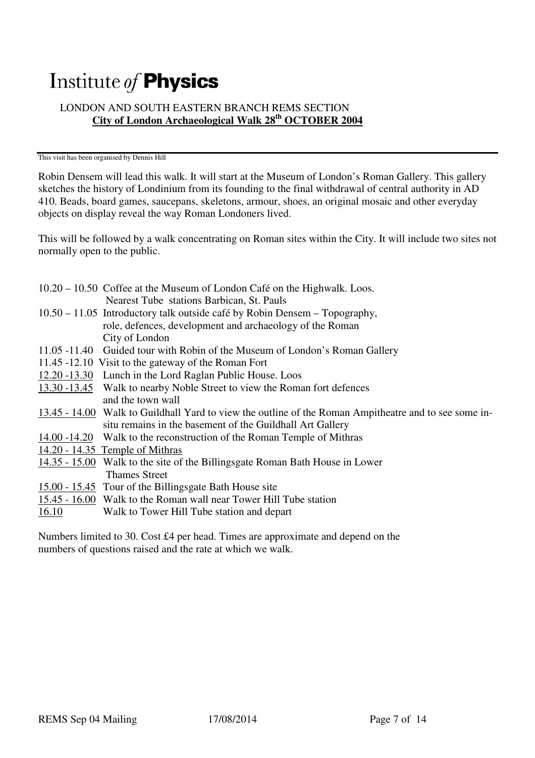# Institute *of* **Physics**

LONDON AND SOUTH EASTERN BRANCH REMS SECTION

**City of London Archaeological Walk 28th OCTOBER 2004**

This visit has been organised by Dennis Hill

Robin Densem will lead this walk. It will start at the Museum of London's Roman Gallery. This gallery sketches the history of Londinium from its founding to the final withdrawal of central authority in AD 410. Beads, board games, saucepans, skeletons, armour, shoes, an original mosaic and other everyday objects on display reveal the way Roman Londoners lived.

This will be followed by a walk concentrating on Roman sites within the City. It will include two sites not normally open to the public.

| | |
|---|---|
| 10.20 – 10.50 | Coffee at the Museum of London Café on the Highwalk. Loos. Nearest Tube stations Barbican, St. Pauls |
| 10.50 – 11.05 | Introductory talk outside café by Robin Densem – Topography, role, defences, development and archaeology of the Roman City of London |
| 11.05 -11.40 | Guided tour with Robin of the Museum of London's Roman Gallery |
| 11.45 -12.10 | Visit to the gateway of the Roman Fort |
| 12.20 -13.30 | Lunch in the Lord Raglan Public House. Loos |
| 13.30 -13.45 | Walk to nearby Noble Street to view the Roman fort defences and the town wall |
| 13.45 - 14.00 | Walk to Guildhall Yard to view the outline of the Roman Ampitheatre and to see some in-situ remains in the basement of the Guildhall Art Gallery |
| 14.00 -14.20 | Walk to the reconstruction of the Roman Temple of Mithras |
| 14.20 - 14.35 | Temple of Mithras |
| 14.35 - 15.00 | Walk to the site of the Billingsgate Roman Bath House in Lower Thames Street |
| 15.00 - 15.45 | Tour of the Billingsgate Bath House site |
| 15.45 - 16.00 | Walk to the Roman wall near Tower Hill Tube station |
| 16.10 | Walk to Tower Hill Tube station and depart |

Numbers limited to 30. Cost £4 per head. Times are approximate and depend on the numbers of questions raised and the rate at which we walk.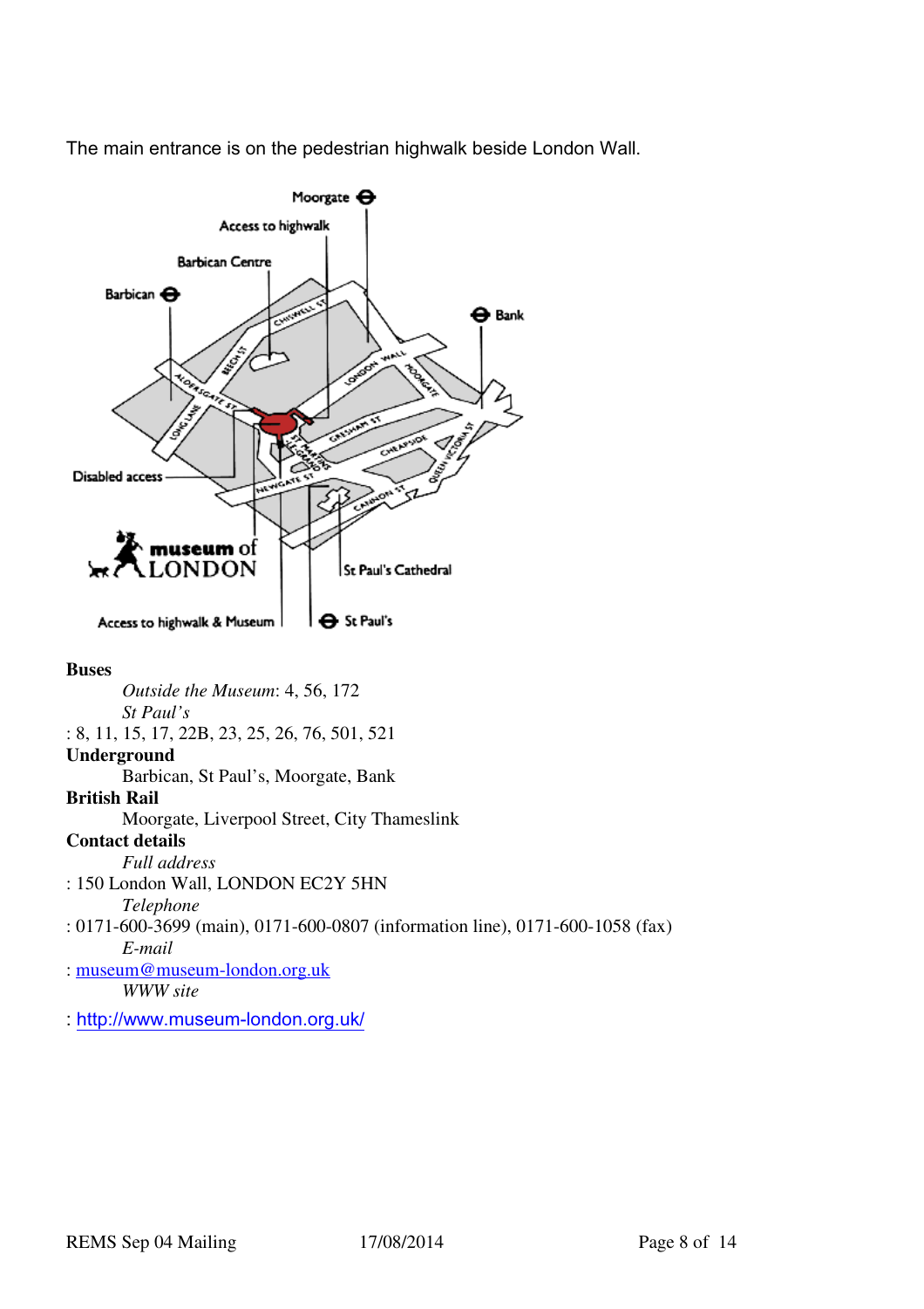The main entrance is on the pedestrian highwalk beside London Wall.

Moorgate
Access to highwalk
Barbican Centre
Barbican
Bank
CHISWELL ST
BEECH ST
LONDON WALL
MOORGATE
ALDERSGATE ST
LONG LANE
GRESHAM ST
ST MARTINS LE GRAND
CHEAPSIDE
QUEEN VICTORIA ST
NEWGATE ST
CANNON ST
Disabled access
museum of LONDON
St Paul's Cathedral
Access to highwalk & Museum
St Paul's

**Buses**

*Outside the Museum*: 4, 56, 172

*St Paul's*
: 8, 11, 15, 17, 22B, 23, 25, 26, 76, 501, 521

**Underground**

Barbican, St Paul's, Moorgate, Bank

**British Rail**

Moorgate, Liverpool Street, City Thameslink

**Contact details**

*Full address*
: 150 London Wall, LONDON EC2Y 5HN

*Telephone*
: 0171-600-3699 (main), 0171-600-0807 (information line), 0171-600-1058 (fax)

*E-mail*
: museum@museum-london.org.uk

*WWW site*
: http://www.museum-london.org.uk/